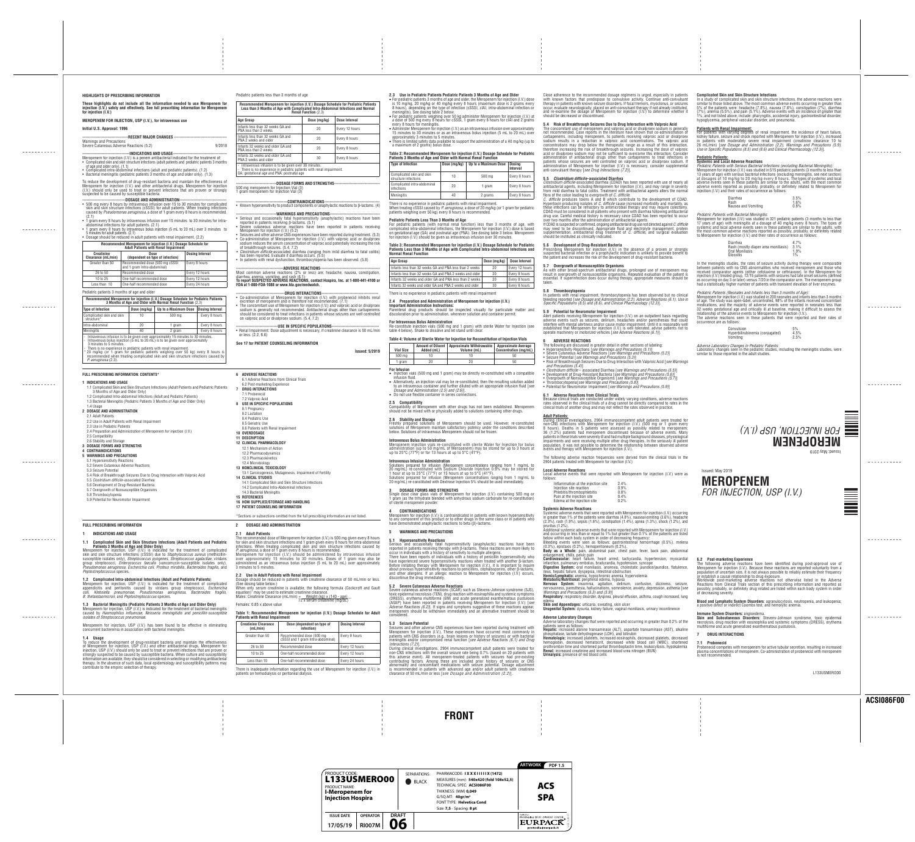## HIGHLIGHTS OF PRESCRIBING INFORMATION

**These highlights do not include all the information needed to use Meropenem for injection (I.V.) safely and effectively. See full prescribing information for Meropenem for injection (I.V.)**

**MEROPENEM FOR INJECTION, USP (I.V.), for intravenous use**

**Initial U.S. Approval: 1996**

---------- **RECENT MAJOR CHANGES** ----------

Warnings and Precautions
Severe Cutaneous Adverse Reactions (5.2) 9/2018

---------- **INDICATIONS AND USAGE** ----------

Meropenem for injection (I.V.) is a penem antibacterial indicated for the treatment of:
- Complicated skin and skin structure infections (adult patients and pediatric patients 3 months of age and older only). (1.1)
- Complicated intra-abdominal infections (adult and pediatric patients). (1.2)
- Bacterial meningitis (pediatric patients 3 months of age and older only). (1.3)

To reduce the development of drug-resistant bacteria and maintain the effectiveness of Meropenem for injection (I.V.) and other antibacterial drugs, Meropenem for injection (I.V.) should only be used to treat or prevent infections that are proven or strongly suspected to be caused by susceptible bacteria.

---------- **DOSAGE AND ADMINISTRATION** ----------

- 500 mg every 8 hours by intravenous infusion over 15 to 30 minutes for complicated skin and skin structure infections (cSSSI) for adult patients. When treating infections caused by *Pseudomonas aeruginosa*, a dose of 1 gram every 8 hours is recommended. (2.1)
- 1 gram every 8 hours by intravenous infusion over 15 minutes to 30 minutes for intra-abdominal infections for adult patients. (2.1)
- 1 gram every 8 hours by intravenous bolus injection (5 mL to 20 mL) over 3 minutes to 5 minutes for adult patients. (2.1)
- Dosage should be reduced in adult patients with renal impairment. (2.2)

**Recommended Meropenem for Injection (I.V.) Dosage Schedule for Adult Patients with Renal Impairment**

| Creatinine Clearance (mL/min) | Dose (dependent on type of infection) | Dosing Interval |
|---|---|---|
| Greater than 50 | Recommended dose (500 mg cSSSI and 1 gram intra-abdominal) | Every 8 hours |
| 26 to 50 | Recommended dose | Every 12 hours |
| 10 to 25 | One-half recommended dose | Every 12 hours |
| Less than 10 | One-half recommended dose | Every 24 hours |

Pediatric patients 3 months of age and older

**Recommended Meropenem for Injection (I.V.) Dosage Schedule for Pediatric Patients 3 Months of Age and Older with Normal Renal Function (2.3)**

| Type of Infection | Dose (mg/kg) | Up to a Maximum Dose | Dosing Interval |
|---|---|---|---|
| Complicated skin and skin structure* | 10 | 500 mg | Every 8 hours |
| Intra-abdominal | 20 | 1 gram | Every 8 hours |
| Meningitis | 40 | 2 gram | Every 8 hours |

- Intravenous infusion is to be given over approximately 15 minutes to 30 minutes.
- Intravenous bolus injection (5 mL to 20 mL) is to be given over approximately 3 minutes to 5 minutes.
- There is no experience in pediatric patients with renal impairment.

\* 20 mg/kg (or 1 gram for pediatric patients weighing over 50 kg) every 8 hours is recommended when treating complicated skin and skin structure infections caused by *P. aeruginosa* (2.3).

Pediatric patients less than 3 months of age

**Recommended Meropenem for Injection (I.V.) Dosage Schedule for Pediatric Patients Less than 3 Months of Age with Complicated Intra-abdominal Infections and Normal Renal Function (2.3)**

| Age Group | Dose (mg/kg) | Dose Interval |
|---|---|---|
| Infants less than 32 weeks GA and PNA less than 2 weeks | 20 | Every 12 hours |
| Infants less than 32 weeks GA and PNA 2 weeks and older | 20 | Every 8 hours |
| Infants 32 weeks and older GA and PNA less than 2 weeks | 20 | Every 8 hours |
| Infants 32 weeks and older GA and PNA 2 weeks and older | 30 | Every 8 hours |

- Intravenous infusion is to be given over 30 minutes.
- There is no experience in pediatric patients with renal impairment.

GA: gestational age and PNA: postnatal age

---------- **DOSAGE FORMS AND STRENGTHS** ----------

500 mg meropenem for Injection Vial (3)
1 gram meropenem for Injection Vial (3)

---------- **CONTRAINDICATIONS** ----------

- Known hypersensitivity to product components or anaphylactic reactions to β-lactams. (4)

---------- **WARNINGS AND PRECAUTIONS** ----------

- Serious and occasionally fatal hypersensitivity (anaphylactic) reactions have been reported in patients receiving β-lactams. (5.1)
- Severe cutaneous adverse reactions have been reported in patients receiving Meropenem for injection (I.V.) (5.2)
- Seizures and other adverse CNS experiences have been reported during treatment. (5.3)
- Co-administration of Meropenem for injection (I.V.) with valproic acid or divalproex sodium reduces the serum concentration of valproic acid potentially increasing the risk of breakthrough seizures. (5.4, 7.2)
- *Clostridium difficile*-associated diarrhea (ranging from mild diarrhea to fatal colitis) has been reported. Evaluate if diarrhea occurs. (5.5)
- In patients with renal dysfunction, thrombocytopenia has been observed. (5.8)

---------- **ADVERSE REACTIONS** ----------

Most common adverse reactions (2% or less) are: headache, nausea, constipation, diarrhea, anemia, vomiting, and rash (6.1)

**To report SUSPECTED ADVERSE REACTIONS, contact Hospira, Inc. at 1-800-441-4100 or FDA at 1-800-FDA-1088 or www.fda.gov/medwatch.**

---------- **DRUG INTERACTIONS** ----------

- Co-administration of Meropenem for injection (I.V.) with probenecid inhibits renal excretion of meropenem and is therefore not recommended. (7.1)
- The concomitant use of Meropenem for injection (I.V.) and valproic acid or divalproex sodium is generally not recommended. Antibacterial drugs other than carbapenems should be considered to treat infections in patients whose seizures are well controlled on valproic acid or divalproex sodium. (5.4, 7.2)

---------- **USE IN SPECIFIC POPULATIONS** ----------

- Renal Impairment: Dose adjustment is necessary, if creatinine clearance is 50 mL/min or less. (2.2, 8.6)

**See 17 for PATIENT COUNSELING INFORMATION**

**Issued: 5/2019**

## FULL PRESCRIBING INFORMATION: CONTENTS*

**1 INDICATIONS AND USAGE**
- 1.1 Complicated Skin and Skin Structure Infections (Adult Patients and Pediatric Patients 3 Months of Age and Older Only)
- 1.2 Complicated Intra-abdominal Infections (Adult and Pediatric Patients)
- 1.3 Bacterial Meningitis (Pediatric Patients 3 Months of Age and Older Only)
- 1.4 Usage

**2 DOSAGE AND ADMINISTRATION**
- 2.1 Adult Patients
- 2.2 Use in Adult Patients with Renal Impairment
- 2.3 Use in Pediatric Patients
- 2.4 Preparation and Administration of Meropenem for injection (I.V.)
- 2.5 Compatibility
- 2.6 Stability and Storage

**3 DOSAGE FORMS AND STRENGTHS**

**4 CONTRAINDICATIONS**

**5 WARNINGS AND PRECAUTIONS**
- 5.1 Hypersensitivity Reactions
- 5.2 Severe Cutaneous Adverse Reactions
- 5.3 Seizure Potential
- 5.4 Risk of Breakthrough Seizures Due to Drug Interaction with Valproic Acid
- 5.5 *Clostridium difficile*-associated Diarrhea
- 5.6 Development of Drug-Resistant Bacteria
- 5.7 Overgrowth of Nonsusceptible Organisms
- 5.8 Thrombocytopenia
- 5.9 Potential for Neuromotor Impairment

**6 ADVERSE REACTIONS**
- 6.1 Adverse Reactions from Clinical Trials
- 6.2 Post-marketing Experience

**7 DRUG INTERACTIONS**
- 7.1 Probenecid
- 7.2 Valproic Acid

**8 USE IN SPECIFIC POPULATIONS**
- 8.1 Pregnancy
- 8.2 Lactation
- 8.4 Pediatric Use
- 8.5 Geriatric Use
- 8.6 Patients with Renal Impairment

**10 OVERDOSAGE**

**11 DESCRIPTION**

**12 CLINICAL PHARMACOLOGY**
- 12.1 Mechanism of Action
- 12.2 Pharmacodynamics
- 12.3 Pharmacokinetics
- 12.4 Microbiology

**13 NONCLINICAL TOXICOLOGY**
- 13.1 Carcinogenesis, Mutagenesis, Impairment of Fertility

**14 CLINICAL STUDIES**
- 14.1 Complicated Skin and Skin Structure Infections
- 14.2 Complicated Intra-Abdominal Infections
- 14.3 Bacterial Meningitis

**15 REFERENCES**

**16 HOW SUPPLIED/STORAGE AND HANDLING**

**17 PATIENT COUNSELING INFORMATION**

*Sections or subsections omitted from the full prescribing information are not listed.

## FULL PRESCRIBING INFORMATION

### 1 INDICATIONS AND USAGE

#### 1.1 Complicated Skin and Skin Structure Infections (Adult Patients and Pediatric Patients 3 Months of Age and Older Only)

Meropenem for injection, USP (I.V.) is indicated for the treatment of complicated skin and skin structure infections (cSSSI) due to *Staphylococcus aureus* (methicillin-susceptible isolates only), *Streptococcus pyogenes*, *Streptococcus agalactiae*, viridans group streptococci, *Enterococcus faecalis* (vancomycin-susceptible isolates only), *Pseudomonas aeruginosa*, *Escherichia coli*, *Proteus mirabilis*, *Bacteroides fragilis*, and *Peptostreptococcus* species.

#### 1.2 Complicated Intra-abdominal Infections (Adult and Pediatric Patients)

Meropenem for injection, USP (I.V.) is indicated for the treatment of complicated appendicitis and peritonitis caused by viridans group streptococci, *Escherichia coli*, *Klebsiella pneumoniae*, *Pseudomonas aeruginosa*, *Bacteroides fragilis*, *B. thetaiotaomicron*, and *Peptostreptococcus* species.

#### 1.3 Bacterial Meningitis (Pediatric Patients 3 Months of Age and Older Only)

Meropenem for injection, USP (I.V.) is indicated for the treatment of bacterial meningitis caused by *Haemophilus influenzae*, *Neisseria meningitidis* and penicillin-susceptible isolates of *Streptococcus pneumoniae*.

Meropenem for injection, USP (I.V.) has been found to be effective in eliminating concurrent bacteremia in association with bacterial meningitis.

#### 1.4 Usage

To reduce the development of drug-resistant bacteria and maintain the effectiveness of Meropenem for injection, USP (I.V.) and other antibacterial drugs, Meropenem for injection, USP (I.V.) should only be used to treat or prevent infections that are proven or strongly suspected to be caused by susceptible bacteria. When culture and susceptibility information are available, they should be considered in selecting or modifying antibacterial therapy. In the absence of such data, local epidemiology and susceptibility patterns may contribute to the empiric selection of therapy.

### 2 DOSAGE AND ADMINISTRATION

#### 2.1 Adult Patients

The recommended dose of Meropenem for injection (I.V.) is 500 mg given every 8 hours for skin and skin structure infections and 1 gram given every 8 hours for intra-abdominal infections. When treating complicated skin and skin structure infections caused by *P. aeruginosa*, a dose of 1 gram every 8 hours is recommended.

Meropenem for injection (I.V.) should be administered by intravenous infusion over approximately 15 minutes to 30 minutes. Doses of 1 gram may also be administered as an intravenous bolus injection (5 mL to 20 mL) over approximately 3 minutes to 5 minutes.

#### 2.2 Use in Adult Patients with Renal Impairment

Dosage should be reduced in adult patients with creatinine clearance of 50 mL/min or less. (See dosing table below.)

When only serum creatinine is available, the following formula (Cockcroft and Gault equation)[1] may be used to estimate creatinine clearance.

$$\text{Males: Creatinine Clearance (mL/min)} = \frac{\text{Weight (kg)} \times (140 - \text{age})}{72 \times \text{serum creatinine (mg/dL)}}$$

Females: 0.85 x above value

**Table 1: Recommended Meropenem for injection (I.V.) Dosage Schedule for Adult Patients with Renal Impairment**

| Creatinine Clearance (mL/min) | Dose (dependent on type of infection) | Dosing Interval |
|---|---|---|
| Greater than 50 | Recommended dose (500 mg cSSSI and 1 gram intra-abdominal) | Every 8 hours |
| 26 to 50 | Recommended dose | Every 12 hours |
| 10 to 25 | One-half recommended dose | Every 12 hours |
| Less than 10 | One-half recommended dose | Every 24 hours |

There is inadequate information regarding the use of Meropenem for injection (I.V.) in patients on hemodialysis or peritoneal dialysis.

#### 2.3 Use in Pediatric Patients

**Pediatric Patients 3 Months of Age and Older**

- For pediatric patients 3 months of age and older, the Meropenem for injection (I.V.) dose is 10 mg/kg, 20 mg/kg or 40 mg/kg every 8 hours (maximum dose is 2 grams every 8 hours), depending on the type of infection (cSSSI, cIAI, intra-abdominal infection or meningitis). See dosing table 2 below.
- For pediatric patients weighing over 50 kg administer Meropenem for injection (I.V.) at a dose of 500 mg every 8 hours for cSSSI, 1 gram every 8 hours for cIAI and 2 grams every 8 hours for meningitis.
- Administer Meropenem for injection (I.V.) as an intravenous infusion over approximately 15 minutes to 30 minutes or as an intravenous bolus injection (5 mL to 20 mL) over approximately 3 minutes to 5 minutes.
- There is limited safety data available to support the administration of a 40 mg/kg (up to a maximum of 2 grams) bolus dose.

**Table 2: Recommended Meropenem for injection (I.V.) Dosage Schedule for Pediatric Patients 3 Months of Age and Older with Normal Renal Function**

| Type of Infection | Dose (mg/kg) | Up to a Maximum Dose | Dosing Interval |
|---|---|---|---|
| Complicated skin and skin structure infections | 10 | 500 mg | Every 8 hours |
| Complicated intra-abdominal infections | 20 | 1 gram | Every 8 hours |
| Meningitis | 40 | 2 grams | Every 8 hours |

There is no experience in pediatric patients with renal impairment.

When treating cSSSI caused by *P. aeruginosa*, a dose of 20 mg/kg (or 1 gram for pediatric patients weighing over 50 kg) every 8 hours is recommended.

**Pediatric Patients Less Than 3 Months of Age**

For pediatric patients (with normal renal function) less than 3 months of age, with complicated intra-abdominal infections, the Meropenem for injection (I.V.) dose is based on gestational age (GA) and postnatal age (PNA). See dosing table 3 below. Meropenem for injection (I.V.) should be given as intravenous infusion over 30 minutes.

**Table 3: Recommended Meropenem for injection (I.V.) Dosage Schedule for Pediatric Patients Less than 3 Months of Age with Complicated Intra-abdominal Infections and Normal Renal Function**

| Age Group | Dose (mg/kg) | Dose Interval |
|---|---|---|
| Infants less than 32 weeks GA and PNA less than 2 weeks | 20 | Every 12 hours |
| Infants less than 32 weeks GA and PNA 2 weeks and older | 20 | Every 8 hours |
| Infants 32 weeks and older GA and PNA less than 2 weeks | 20 | Every 8 hours |
| Infants 32 weeks and older GA and PNA 2 weeks and older | 30 | Every 8 hours |

There is no experience in pediatric patients with renal impairment

#### 2.4 Preparation and Administration of Meropenem for injection (I.V.)

**Important Administration Instructions:**

Parenteral drug products should be inspected visually for particulate matter and discoloration prior to administration, whenever solution and container permit.

**For Intravenous Bolus Administration**

Re-constitute injection vials (500 mg and 1 gram) with sterile Water for Injection (see table 4 below). Shake to dissolve and let stand until clear.

**Table 4: Volume of Sterile Water for Injection for Reconstitution of Injection Vials**

| Vial Size | Amount of Diluent Added (mL) | Approximate Withdrawable Volume (mL) | Approximate Average Concentration (mg/mL) |
|---|---|---|---|
| 500 mg | 10 | 10 | 50 |
| 1 gram | 20 | 20 | 50 |

**For Infusion**

- Injection vials (500 mg and 1 gram) may be directly re-constituted with a compatible infusion fluid.
- Alternatively, an injection vial may be re-constituted, then the resulting solution added to an intravenous container and further diluted with an appropriate infusion fluid [*see Dosage and Administration (2.5) and (2.6)*].
- Do not use flexible container in series connections.

#### 2.5 Compatibility

Compatibility of Meropenem with other drugs has not been established. Meropenem should not be mixed with or physically added to solutions containing other drugs.

#### 2.6 Stability and Storage

Freshly prepared solutions of Meropenem should be used. However, re-constituted solutions of Meropenem maintain satisfactory potency under the conditions described below. Solutions of intravenous Meropenem should not be frozen.

**Intravenous Bolus Administration**

Meropenem injection vials re-constituted with sterile Water for Injection for bolus administration (up to 50 mg/mL of Meropenem) may be stored for up to 3 hours at up to 25°C (77°F) or for 13 hours at up to 5°C (41°F).

**Intravenous Infusion Administration**

Solutions prepared for infusion (Meropenem concentrations ranging from 1 mg/mL to 20 mg/mL) re-constituted with Sodium Chloride Injection 0.9% may be stored for 1 hour at up to 25°C (77°F) or 15 hours at up to 5°C (41°F).

Solutions prepared for infusion (Meropenem concentrations ranging from 1 mg/mL to 20 mg/mL) re-constituted with Dextrose Injection 5% should be used immediately.

### 3 DOSAGE FORMS AND STRENGTHS

Single dose clear glass vials of Meropenem for injection (I.V.) containing 500 mg or 1 gram (as the trihydrate blended with anhydrous sodium carbonate for re-constitution) of sterile meropenem powder.

### 4 CONTRAINDICATIONS

Meropenem for injection (I.V.) is contraindicated in patients with known hypersensitivity to any component of this product or to other drugs in the same class or in patients who have demonstrated anaphylactic reactions to beta (β)-lactams.

### 5 WARNINGS AND PRECAUTIONS

#### 5.1 Hypersensitivity Reactions

Serious and occasionally fatal hypersensitivity (anaphylactic) reactions have been reported in patients receiving therapy with β-lactams. These reactions are more likely to occur in individuals with a history of sensitivity to multiple allergens.

There have been reports of individuals with a history of penicillin hypersensitivity who have experienced severe hypersensitivity reactions when treated with another β-lactam. Before initiating therapy with Meropenem for injection (I.V.), it is important to inquire about previous hypersensitivity reactions to penicillins, cephalosporins, other β-lactams, and other allergens. If an allergic reaction to Meropenem for injection (I.V.) occurs, discontinue the drug immediately.

#### 5.2 Severe Cutaneous Adverse Reactions

Severe cutaneous adverse reactions (SCAR) such as Stevens-Johnson syndrome (SJS), toxic epidermal necrolysis (TEN), drug reaction with eosinophilia and systemic symptoms (DRESS), erythema multiforme (EM) and acute generalized exanthematous pustulosis (AGEP) have been reported in patients receiving Meropenem for injection (I.V.) [*see Adverse Reactions (6.2)*]. If signs and symptoms suggestive of these reactions appear, meropenem should be withdrawn immediately and an alternative treatment should be considered.

#### 5.3 Seizure Potential

Seizures and other adverse CNS experiences have been reported during treatment with Meropenem for injection (I.V.). These experiences have occurred most commonly in patients with CNS disorders (e.g., brain lesions or history of seizures) or with bacterial meningitis and/or compromised renal function [*see Adverse Reactions (6.1) and Drug Interactions (7.2)*].

During clinical investigations, 2904 immunocompetent adult patients were treated for non-CNS infections with the overall seizure rate being 0.7% (based on 20 patients with this adverse event). All meropenem-treated patients with seizures had pre-existing contributing factors. Among these are included prior history of seizures or CNS abnormality and concomitant medications with seizure potential. Dosage adjustment is recommended in patients with advanced age and/or adult patients with creatinine clearance of 50 mL/min or less [*see Dosage and Administration (2.2)*].

Close adherence to the recommended dosage regimens is urged, especially in patients with known factors that predispose to convulsive activity. Continue anti-convulsant therapy in patients with known seizure disorders. If focal tremors, myoclonus, or seizures occur, evaluate neurologically, placed on anti-convulsant therapy if not already instituted, and re-examine the dosage of Meropenem for injection (I.V.) to determine whether it should be decreased or discontinued.

#### 5.4 Risk of Breakthrough Seizures Due to Drug Interaction with Valproic Acid

The concomitant use of meropenem and valproic acid or divalproex sodium is generally not recommended. Case reports in the literature have shown that co-administration of carbapenems, including meropenem, to patients receiving valproic acid or divalproex sodium results in a reduction in valproic acid concentrations. The valproic acid concentrations may drop below the therapeutic range as a result of this interaction, therefore increasing the risk of breakthrough seizures. Increasing the dose of valproic acid or divalproex sodium may not be sufficient to overcome this interaction. Consider administration of antibacterial drugs other than carbapenems to treat infections in patients whose seizures are well controlled on valproic acid or divalproex sodium. If administration of Meropenem for injection (I.V.) is necessary, consider supplemental anti-convulsant therapy [*see Drug Interactions (7.2)*].

#### 5.5 *Clostridium difficile*-associated Diarrhea

*Clostridium difficile*-associated diarrhea (CDAD) has been reported with use of nearly all antibacterial agents, including Meropenem for injection (I.V.), and may range in severity from mild diarrhea to fatal colitis. Treatment with antibacterial agents alters the normal flora of the colon leading to overgrowth of *C. difficile*.

*C. difficile* produces toxins A and B which contribute to the development of CDAD. Hypertoxin producing isolates of *C. difficile* cause increased morbidity and mortality, as these infections can be refractory to antimicrobial therapy and may require colectomy. CDAD must be considered in all patients who present with diarrhea following antibacterial drug use. Careful medical history is necessary since CDAD has been reported to occur over two months after the administration of antibacterial agents.

If CDAD is suspected or confirmed, ongoing antibacterial drug use not directed against *C. difficile* may need to be discontinued. Appropriate fluid and electrolyte management, protein supplementation, antibacterial drug treatment of *C. difficile*, and surgical evaluation should be instituted as clinically indicated.

#### 5.6 Development of Drug-Resistant Bacteria

Prescribing Meropenem for injection (I.V.) in the absence of a proven or strongly suspected bacterial infection or a prophylactic indication is unlikely to provide benefit to the patient and increases the risk of the development of drug-resistant bacteria.

#### 5.7 Overgrowth of Nonsusceptible Organisms

As with other broad-spectrum antibacterial drugs, prolonged use of meropenem may result in overgrowth of nonsusceptible organisms. Repeated evaluation of the patient is essential. If superinfection does occur during therapy, appropriate measures should be taken.

#### 5.8 Thrombocytopenia

In patients with renal impairment, thrombocytopenia has been observed but no clinical bleeding reported [*see Dosage and Administration (2.2), Adverse Reactions (6.1), Use in Specific Populations (8.5) and (8.6), and Clinical Pharmacology (12.3)*].

#### 5.9 Potential for Neuromotor Impairment

Alert patients receiving Meropenem for injection (I.V.) on an outpatient basis regarding adverse events such as seizures, delirium, headaches and/or paresthesias that could interfere with mental alertness and/or cause motor impairment. Until it is reasonably well established that Meropenem for injection (I.V.) is well tolerated, advise patients not to operate machinery or motorized vehicles [*see Adverse Reactions (6.1)*].

### 6 ADVERSE REACTIONS

The following are discussed in greater detail in other sections of labeling:
- Hypersensitivity Reactions [*see Warnings and Precautions (5.1)*]
- Severe Cutaneous Adverse Reactions [*see Warnings and Precautions (5.2)*]
- Seizure Potential [*see Warnings and Precautions (5.3)*]
- Risk of Breakthrough Seizures Due to Drug Interaction with Valproic Acid [*see Warnings and Precautions (5.4)*]
- *Clostridium difficile*–associated Diarrhea [*see Warnings and Precautions (5.5)*]
- Development of Drug-Resistant Bacteria [*see Warnings and Precautions (5.6)*]
- Overgrowth of Nonsusceptible Organisms [*see Warnings and Precautions (5.7)*]
- Thrombocytopenia [*see Warnings and Precautions (5.8)*]
- Potential for Neuromotor Impairment [*see Warnings and Precautions (5.9)*]

#### 6.1 Adverse Reactions from Clinical Trials

Because clinical trials are conducted under widely varying conditions, adverse reactions rates observed in the clinical trials of a drug cannot be directly compared to rates in the clinical trials of another drug and may not reflect the rates observed in practice.

**Adult Patients:**

During clinical investigations, 2904 immunocompetent adult patients were treated for non-CNS infections with Meropenem for injection (I.V.) (500 mg or 1 gram every 8 hours). Deaths in 5 patients were assessed as possibly related to meropenem; 36 (1.2%) patients had meropenem discontinued because of adverse events. Many patients in these trials were severely ill and had multiple background diseases, physiological impairments and were receiving multiple other drug therapies. In the seriously ill patient population, it was not possible to determine the relationship between observed adverse events and therapy with Meropenem for injection (I.V.).

The following adverse reaction frequencies were derived from the clinical trials in the 2904 patients treated with Meropenem for injection (I.V.)

**Local Adverse Reactions**

Local adverse events that were reported with Meropenem for injection (I.V.) were as follows:

| | |
|---|---|
| Inflammation at the injection site | 2.4% |
| Injection site reaction | 0.9% |
| Phlebitis/thrombophlebitis | 0.8% |
| Pain at the injection site | 0.4% |
| Edema at the injection site | 0.2% |

**Systemic Adverse Reactions**

Systemic adverse events that were reported with Meropenem for injection (I.V.) occurring in greater than 1% of the patients were diarrhea (4.8%), nausea/vomiting (3.6%), headache (2.3%), rash (1.9%), sepsis (1.6%), constipation (1.4%), apnea (1.3%), shock (1.2%), and pruritus (1.2%).

Additional systemic adverse events that were reported with Meropenem for injection (I.V.) and occurring in less than or equal to 1% but greater than 0.1% of the patients are listed below within each body system in order of decreasing frequency:

**Bleeding events** were seen as follows: gastrointestinal hemorrhage (0.5%), melena (0.3%), epistaxis (0.2%), hemoperitoneum (0.2%).

**Body as a Whole:** pain, abdominal pain, chest pain, fever, back pain, abdominal enlargement, chills, pelvic pain

**Cardiovascular:** heart failure, heart arrest, tachycardia, hypertension, myocardial infarction, pulmonary embolus, bradycardia, hypotension, syncope

**Digestive System:** oral moniliasis, anorexia, cholestatic jaundice/jaundice, flatulence, ileus, hepatic failure, dyspepsia, intestinal obstruction

**Hemic/Lymphatic:** anemia, hypochromic anemia, hypervolemia

**Metabolic/Nutritional:** peripheral edema, hypoxia

**Nervous System:** insomnia, agitation, delirium, confusion, dizziness, seizure, nervousness, paresthesia, hallucinations, somnolence, anxiety, depression, asthenia [*see Warnings and Precautions (5.3) and (5.9)*]

**Respiratory:** respiratory disorder, dyspnea, pleural effusion, asthma, cough increased, lung edema

**Skin and Appendages:** urticaria, sweating, skin ulcer

**Urogenital System:** dysuria, kidney failure, vaginal moniliasis, urinary incontinence

**Adverse Laboratory Changes**

Adverse laboratory changes that were reported and occurring in greater than 0.2% of the patients were as follows:

**Hepatic:** increased alanine transaminase (ALT), aspartate transaminase (AST), alkaline phosphatase, lactate dehydrogenase (LDH), and bilirubin

**Hematologic:** increased platelets, increased eosinophils, decreased platelets, decreased hemoglobin, decreased hematocrit, decreased white blood cell (WBC), shortened prothrombin time and shortened partial thromboplastin time, leukocytosis, hypokalemia

**Renal:** increased creatinine and increased blood urea nitrogen (BUN)

**Urinalysis:** presence of red blood cells

**Complicated Skin and Skin Structure Infections**

In a study of complicated skin and skin structure infections, the adverse reactions were similar to those listed above. The most common adverse events occurring in greater than 5% of the patients were: headache (7.8%), nausea (7.8%), constipation (7%), diarrhea (7%), anemia (5.5%), and pain (5.1%). Adverse events with an incidence of greater than 1%, and not listed above, include: pharyngitis, accidental injury, gastrointestinal disorder, hypoglycemia, peripheral vascular disorder, and pneumonia.

**Patients with Renal Impairment:**

For patients with varying degrees of renal impairment, the incidence of heart failure, kidney failure, seizure and shock reported with Meropenem for injection (I.V.) increased in patients with moderately severe renal impairment (creatinine clearance 10 to 26 mL/min) [*see Dosage and Administration (2.2), Warnings and Precautions (5.9), Use in Specific Populations (8.6) and (8.6) and Clinical Pharmacology (12.3)*].

**Pediatric Patients:**

**Systemic and Local Adverse Reactions**

*Pediatric Patients with Serious Bacterial Infections (excluding Bacterial Meningitis):*

Meropenem for injection (I.V.) was studied in 515 pediatric patients (3 months to less than 13 years of age) with serious bacterial infections (excluding meningitis, see next section) at dosages of 10 mg/kg to 20 mg/kg every 8 hours. The types of systemic and local adverse events seen in these patients are similar to the adults, with the most common adverse events reported as possibly, probably, or definitely related to Meropenem for injection (I.V.) and their rates of occurrence as follows:

| | |
|---|---|
| Diarrhea | 3.5% |
| Rash | 1.6% |
| Nausea and Vomiting | 0.8% |

*Pediatric Patients with Bacterial Meningitis:*

Meropenem for injection (I.V.) was studied in 321 pediatric patients (3 months to less than 17 years of age) with meningitis at a dosage of 40 mg/kg every 8 hours. The types of systemic and local adverse events seen in these patients are similar to the adults, with the most common adverse reactions reported as possibly, probably, or definitely related to Meropenem for injection (I.V.) and their rates of occurrence as follows:

| | |
|---|---|
| Diarrhea | 4.7% |
| Rash (mostly diaper area moniliasis) | 3.1% |
| Oral Moniliasis | 1.9% |
| Glossitis | 1% |

In the meningitis studies, the rates of seizure activity during therapy were comparable between patients with no CNS abnormalities who received meropenem and those who received comparator agents (either cefotaxime or ceftriaxone). In the Meropenem for injection (I.V.) treated group, 12/15 patients with seizures had late onset seizures (defined as occurring on day 3 or later) versus 7/20 in the comparator arm. The meropenem group had a statistically higher number of patients with transient elevation of liver enzymes.

*Pediatric Patients (Neonates and Infants less than 3 months of Age):*

Meropenem for injection (I.V.) was studied in 200 neonates and infants less than 3 months of age. The study was open-label, uncontrolled, 98% of the infants received concomitant medications, and the majority of adverse events were reported in neonates less than 32 weeks gestational age and critically ill at baseline, making it difficult to assess the relationship of the adverse events to Meropenem for injection (I.V.).

The adverse reactions seen in these patients that were reported and their rates of occurrence are as follows:

| | |
|---|---|
| Convulsion | 5% |
| Hyperbilirubinemia (conjugated) | 4.5% |
| Vomiting | 2.5% |

*Adverse Laboratory Changes in Pediatric Patients:*

Laboratory changes seen in the pediatric studies, including the meningitis studies, were similar to those reported in the adult studies.

#### 6.2 Post-marketing Experience

The following adverse reactions have been identified during post-approval use of Meropenem for injection (I.V.). Because these reactions are reported voluntarily from a population of uncertain size, it is not always possible to reliably estimate their frequency or establish a causal relationship to drug exposure.

Worldwide post-marketing adverse reactions not otherwise listed in the Adverse Reactions from Clinical Trials section of this prescribing information and reported as possibly, probably, or definitely drug related are listed within each body system in order of decreasing severity.

**Blood and Lymphatic System Disorders:** agranulocytosis, neutropenia, and leukopenia; a positive direct or indirect Coombs test, and hemolytic anemia.

**Immune System Disorders:** angioedema.

**Skin and Subcutaneous Disorders:** Stevens-Johnson syndrome, toxic epidermal necrolysis, drug reaction with eosinophilia and systemic symptoms (DRESS), erythema multiforme and acute generalized exanthematous pustulosis.

### 7 DRUG INTERACTIONS

#### 7.1 Probenecid

Probenecid competes with meropenem for active tubular secretion, resulting in increased plasma concentrations of meropenem. Co-administration of probenecid with meropenem is not recommended.

L133USMERO00

Issued: May 2019

**MEROPENEM**
*FOR INJECTION, USP (I.V.)*

ACSI086F00

FRONT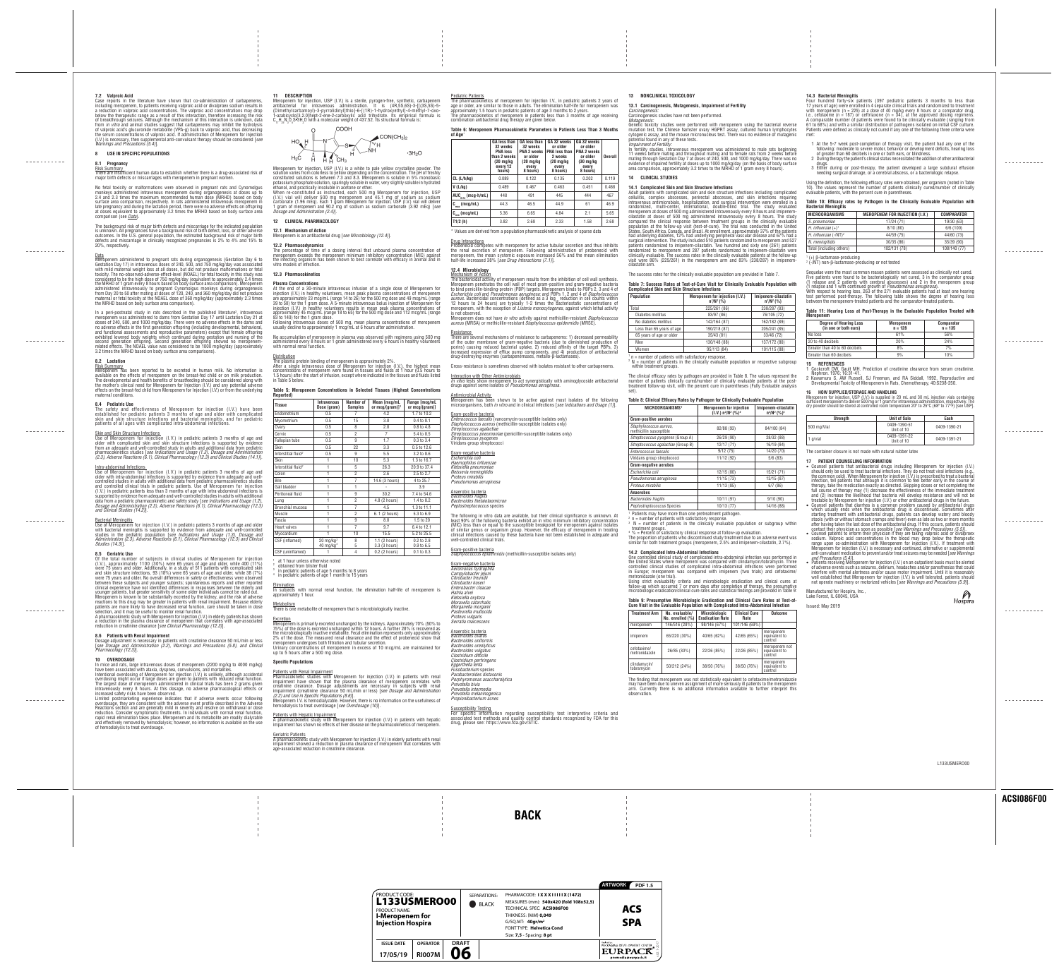### 7.2 Valproic Acid

Case reports in the literature have shown that co-administration of carbapenems, including meropenem, to patients receiving valproic acid or divalproex sodium results in a reduction in valproic acid concentrations. The valproic acid concentrations may drop below the therapeutic range as a result of this interaction, therefore increasing the risk of breakthrough seizures. Although the mechanism of this interaction is unknown, data from in vitro and animal studies suggest that carbapenems may inhibit the hydrolysis of valproic acid's glucuronide metabolite (VPA-g) back to valproic acid, thus decreasing the serum concentrations of valproic acid. If administration of Meropenem for injection (I.V.) is necessary, then supplemental anti-convulsant therapy should be considered [see Warnings and Precautions (5.4)].

## 8 USE IN SPECIFIC POPULATIONS

### 8.1 Pregnancy

Risk Summary

There are insufficient human data to establish whether there is a drug-associated risk of major birth defects or miscarriages with meropenem in pregnant women.

No fetal toxicity or malformations were observed in pregnant rats and Cynomolgus monkeys administered intravenous meropenem during organogenesis at doses up to 2.4 and 2.3 times the maximum recommended human dose (MRHD) based on body surface area comparison, respectively. In rats administered intravenous meropenem in late pregnancy and during the lactation period, there were no adverse effects on offspring at doses equivalent to approximately 3.2 times the MRHD based on body surface area comparison (see Data).

The background risk of major birth defects and miscarriage for the indicated population is unknown. All pregnancies have a background risk of birth defect, loss, or other adverse outcomes. In the U.S. general population, the estimated background risk of major birth defects and miscarriage in clinically recognized pregnancies is 2% to 4% and 15% to 20%, respectively.

Data

Meropenem administered to pregnant rats during organogenesis (Gestation Day 6 to Gestation Day 17) in intravenous doses of 240, 500, and 750 mg/kg/day was associated with mild maternal weight loss at all doses, but did not produce malformations or fetal toxicity. The no-observed-adverse-effect-level (NOAEL) for fetal toxicity in this study was considered to be the high dose of 750 mg/kg/day (equivalent to approximately 2.4 times the MRHD of 1 gram every 8 hours based on body surface area comparison). Meropenem administered intravenously to pregnant Cynomolgus monkeys during organogenesis from Day 20 to 50 after mating at doses of 120, 240, and 360 mg/kg/day (approximately 2.3 times the MRHD based on body surface area comparison) did not produce maternal or fetal toxicity at the NOAEL dose of 360 mg/kg/day (approximately 2.3 times the MRHD based on body surface area comparison).

In a peri-postnatal study in rats described in the published literature[2], intravenous meropenem was administered to dams from Gestation Day 17 until Lactation Day 21 at doses of 240, 500, and 1000 mg/kg/day. There were no adverse effects in the dams and no adverse effects in the first generation offspring (including developmental, behavioral, and functional assessments and reproductive parameters) except that female offspring exhibited lowered body weights which continued during gestation and nursing of the second generation offspring. Second generation offspring showed no meropenem-related effects. The NOAEL value was considered to be 1000 mg/kg/day (approximately 3.2 times the MRHD based on body surface area comparisons).

### 8.2 Lactation

Risk Summary

Meropenem has been reported to be excreted in human milk. No information is available on the effects of meropenem on the breast-fed child or on milk production. The developmental and health benefits of breastfeeding should be considered along with the mother's clinical need for Meropenem for injection (I.V.) and any potential adverse effects on the breast-fed child from Meropenem for injection (I.V.) or from the underlying maternal conditions.

### 8.4 Pediatric Use

The safety and effectiveness of Meropenem for injection (I.V.) have been established for pediatric patients 3 months of age and older with complicated skin and skin structure infections and bacterial meningitis, and for pediatric patients of all ages with complicated intra-abdominal infections.

Skin and Skin Structure Infections

Use of Meropenem for injection (I.V.) in pediatric patients 3 months of age and older with complicated skin and skin structure infections is supported by evidence from an adequate and well-controlled study in adults and additional data from pediatric pharmacokinetics studies [see Indications and Usage (1.1), Dosage and Administration (2.3), Adverse Reactions (6.1), Clinical Pharmacology (12.3) and Clinical Studies (14.1)].

Intra-abdominal Infections

Use of Meropenem for injection (I.V.) in pediatric patients 3 months of age and older with intra-abdominal infections is supported by evidence from adequate and well-controlled studies in adults with additional data from pediatric pharmacokinetics studies and controlled clinical trials in pediatric patients. Use of Meropenem for injection (I.V.) in pediatric patients less than 3 months of age with intra-abdominal infections is supported by evidence from adequate and well-controlled studies in adults with additional data from a pediatric pharmacokinetic and safety study [see Indications and Usage (1.2), Dosage and Administration (2.3), Adverse Reactions (6.1), Clinical Pharmacology (12.3) and Clinical Studies (14.2)].

Bacterial Meningitis

Use of Meropenem for injection (I.V.) in pediatric patients 3 months of age and older with bacterial meningitis is supported by evidence from adequate and well-controlled studies in the pediatric population [see Indications and Usage (1.3), Dosage and Administration (2.3), Adverse Reactions (6.1), Clinical Pharmacology (12.3) and Clinical Studies (14.3)].

### 8.5 Geriatric Use

Of the total number of subjects in clinical studies of Meropenem for injection (I.V.), approximately 1100 (30%) were 65 years of age and older, while 400 (11%) were 75 years and older. Additionally, in a study of 511 patients with complicated skin and skin structure infections, 93 (18%) were 65 years of age and older, while 38 (7%) were 75 years and older. No overall differences in safety or effectiveness were observed between these subjects and younger subjects; spontaneous reports and other reported clinical experience have not identified differences in responses between the elderly and younger patients, but greater sensitivity of some older individuals cannot be ruled out.

Meropenem is known to be substantially excreted by the kidney, and the risk of adverse reactions to this drug may be greater in patients with renal impairment. Because elderly patients are more likely to have decreased renal function, care should be taken in dose selection, and it may be useful to monitor renal function.

A pharmacokinetic study with Meropenem for injection (I.V.) in elderly patients with renal impairment showed a reduction in plasma clearance of meropenem that correlates with age-associated reduction in creatinine clearance [see Clinical Pharmacology (12.3)].

### 8.6 Patients with Renal Impairment

Dosage adjustment is necessary in patients with creatinine clearance 50 mL/min or less [see Dosage and Administration (2.2), Warnings and Precautions (5.8), and Clinical Pharmacology (12.3)].

## 10 OVERDOSAGE

In mice and rats, large intravenous doses of meropenem (2200 mg/kg to 4000 mg/kg) have been associated with ataxia, dyspnea, convulsions, and mortalities.

Intentional overdosing of Meropenem for injection (I.V.) is unlikely, although accidental overdosing might occur if large doses are given to patients with reduced renal function. The largest dose of meropenem administered in clinical trials has been 2 grams given intravenously every 8 hours. At this dosage, no adverse pharmacological effects or increased safety risks have been observed.

Limited postmarketing experience indicates that if adverse events occur following overdosage, they are consistent with the adverse event profile described in the Adverse Reactions section and are generally mild in severity and resolve on withdrawal or dose reduction. Consider symptomatic treatments. In individuals with normal renal function, rapid renal elimination takes place. Meropenem and its metabolite are readily dialyzable and effectively removed by hemodialysis; however, no information is available on the use of hemodialysis to treat overdosage.

## 11 DESCRIPTION

Meropenem for injection, USP (I.V.) is a sterile, pyrogen-free, synthetic, carbapenem antibacterial for intravenous administration. It is (4R,5S,6S)-3-[[(3S,5S)-5-(Dimethylcarbamoyl)-3-pyrrolidinyl]thio]-6-[(1R)-1-hydroxyethyl]-4-methyl-7-oxo-1-azabicyclo[3.2.0]hept-2-ene-2-carboxylic acid trihydrate. Its empirical formula is $C_{17}H_{25}N_3O_5S \cdot 3H_2O$ with a molecular weight of 437.52. Its structural formula is:

Meropenem for injection, USP (I.V.) is a white to pale yellow crystalline powder. The solution varies from colorless to yellow depending on the concentration. The pH of freshly constituted solutions is between 7.3 and 8.3. Meropenem is soluble in 5% monobasic potassium phosphate solution, sparingly soluble in water, very slightly soluble in hydrated ethanol, and practically insoluble in acetone or ether.

When re-constituted as instructed, each 500 mg Meropenem for injection, USP (I.V.) vial will deliver 500 mg meropenem and 45.1 mg of sodium as sodium carbonate (1.96 mEq). Each 1 gram Meropenem for injection, USP (I.V.) vial will deliver 1 gram of meropenem and 90.2 mg of sodium as sodium carbonate (3.92 mEq) [see Dosage and Administration (2.4)].

## 12 CLINICAL PHARMACOLOGY

### 12.1 Mechanism of Action

Meropenem is an antibacterial drug [see Microbiology (12.4)].

### 12.2 Pharmacodynamics

The percentage of time of a dosing interval that unbound plasma concentration of meropenem exceeds the meropenem minimum inhibitory concentration (MIC) against the infecting organism has been shown to best correlate with efficacy in animal and in vitro models of infection.

### 12.3 Pharmacokinetics

Plasma Concentrations

At the end of a 30-minute intravenous infusion of a single dose of Meropenem for injection (I.V.) in healthy volunteers, mean peak plasma concentrations of meropenem are approximately 23 mcg/mL (range 14 to 26) for the 500 mg dose and 49 mcg/mL (range 39 to 58) for the 1 gram dose. A 5-minute intravenous bolus injection of Meropenem for injection (I.V.) in healthy volunteers results in mean peak plasma concentrations of approximately 45 mcg/mL (range 18 to 65) for the 500 mg dose and 112 mcg/mL (range 83 to 140) for the 1 gram dose.

Following intravenous doses of 500 mg, mean plasma concentrations of meropenem usually decline to approximately 1 mcg/mL at 6 hours after administration.

No accumulation of meropenem in plasma was observed with regimens using 500 mg administered every 8 hours or 1 gram administered every 6 hours in healthy volunteers with normal renal function.

Distribution

The plasma protein binding of meropenem is approximately 2%.

After a single intravenous dose of Meropenem for injection (I.V.), the highest mean concentrations of meropenem were found in tissues and fluids at 1 hour (0.5 hours to 1.5 hours) after the start of infusion, except where indicated in the tissues and fluids listed in Table 5 below.

**Table 5: Meropenem Concentrations in Selected Tissues (Highest Concentrations Reported)**

| Tissue | Intravenous Dose (gram) | Number of Samples | Mean [mcg/mL or mcg/(gram)][1] | Range [mcg/mL or mcg/(gram)] |
|---|---|---|---|---|
| Endometrium | 0.5 | 7 | 4.2 | 1.7 to 10.2 |
| Myometrium | 0.5 | 15 | 3.8 | 0.4 to 8.1 |
| Ovary | 0.5 | 8 | 2.8 | 0.8 to 4.8 |
| Cervix | 0.5 | 2 | 7 | 5.4 to 8.5 |
| Fallopian tube | 0.5 | 9 | 1.7 | 0.3 to 3.4 |
| Skin | 0.5 | 22 | 3.3 | 0.5 to 12.6 |
| Interstitial fluid[2] | 0.5 | 9 | 5.5 | 3.2 to 8.6 |
| Skin | 1 | 10 | 5.3 | 1.3 to 16.7 |
| Interstitial fluid[2] | 1 | 5 | 26.3 | 20.9 to 37.4 |
| Colon | 1 | 2 | 2.6 | 2.5 to 2.7 |
| Bile | 1 | 7 | 14.6 (3 hours) | 4 to 25.7 |
| Gall bladder | 1 | 1 | – | 3.9 |
| Peritoneal fluid | 1 | 9 | 30.2 | 7.4 to 54.6 |
| Lung | 1 | 2 | 4.8 (2 hours) | 1.4 to 8.2 |
| Bronchial mucosa | 1 | 7 | 4.5 | 1.3 to 11.1 |
| Muscle | 1 | 2 | 6.1 (2 hours) | 5.3 to 6.9 |
| Fascia | 1 | 9 | 8.8 | 1.5 to 20 |
| Heart valves | 1 | 7 | 9.7 | 6.4 to 12.1 |
| Myocardium | 1 | 10 | 15.5 | 5.2 to 25.5 |
| CSF (inflamed) | 20 mg/kg[3] / 40 mg/kg[4] | 8 / 5 | 1.1 (2 hours) / 3.3 (3 hours) | 0.2 to 2.8 / 0.9 to 6.5 |
| CSF (uninflamed) | 1 | 4 | 0.2 (2 hours) | 0.1 to 0.3 |

[1] at 1 hour unless otherwise noted
[2] obtained from blister fluid
[3] in pediatric patients of age 5 months to 8 years
[4] in pediatric patients of age 1 month to 15 years

Elimination

In subjects with normal renal function, the elimination half-life of meropenem is approximately 1 hour.

Metabolism

There is one metabolite of meropenem that is microbiologically inactive.

Excretion

Meropenem is primarily excreted unchanged by the kidneys. Approximately 70% (50% to 75%) of the dose is excreted unchanged within 12 hours. A further 28% is recovered as the microbiologically inactive metabolite. Fecal elimination represents only approximately 2% of the dose. The measured renal clearance and the effect of probenecid show that meropenem undergoes both filtration and tubular secretion.

Urinary concentrations of meropenem in excess of 10 mcg/mL are maintained for up to 5 hours after a 500 mg dose.

**Specific Populations**

Patients with Renal Impairment

Pharmacokinetic studies with Meropenem for injection (I.V.) in patients with renal impairment have shown that the plasma clearance of meropenem correlates with creatinine clearance. Dosage adjustments are necessary in subjects with renal impairment (creatinine clearance 50 mL/min or less) [see Dosage and Administration (2.2) and Use in Specific Populations (8.6)].

Meropenem I.V. is hemodialyzable. However, there is no information on the usefulness of hemodialysis to treat overdosage [see Overdosage (10)].

Patients with Hepatic Impairment

A pharmacokinetic study with Meropenem for injection (I.V.) in patients with hepatic impairment has shown no effects of liver disease on the pharmacokinetics of meropenem.

Geriatric Patients

A pharmacokinetic study with Meropenem for injection (I.V.) in elderly patients with renal impairment showed a reduction in plasma clearance of meropenem that correlates with age-associated reduction in creatinine clearance.

Pediatric Patients

The pharmacokinetics of meropenem for injection I.V., in pediatric patients 2 years of age or older, are similar to those in adults. The elimination half-life for meropenem was approximately 1.5 hours in pediatric patients of age 3 months to 2 years.

The pharmacokinetics of meropenem in patients less than 3 months of age receiving combination antibacterial drug therapy are given below.

**Table 6: Meropenem Pharmacokinetic Parameters in Patients Less Than 3 Months of Age\***

| | GA less than 32 weeks PNA less than 2 weeks (20 mg/kg every 12 hours) | GA less than 32 weeks PNA 2 weeks or older (20 mg/kg every 8 hours) | GA 32 weeks or older PNA less than 2 weeks (20 mg/kg every 8 hours) | GA 32 weeks or older PNA 2 weeks or older (30 mg/kg every 8 hours) | Overall |
|---|---|---|---|---|---|
| CL (L/h/kg) | 0.089 | 0.122 | 0.135 | 0.202 | 0.119 |
| V (L/kg) | 0.489 | 0.467 | 0.463 | 0.451 | 0.468 |
| $AUC_{0-24}$ (mcg·h/mL) | 448 | 491 | 445 | 444 | 467 |
| $C_{max}$ (mcg/mL) | 44.3 | 46.5 | 44.9 | 61 | 46.9 |
| $C_{min}$ (mcg/mL) | 5.36 | 6.65 | 4.84 | 2.1 | 5.65 |
| T1/2 (h) | 3.82 | 2.68 | 2.33 | 1.58 | 2.68 |

\* Values are derived from a population pharmacokinetic analysis of sparse data

Drug Interactions

Probenecid competes with meropenem for active tubular secretion and thus inhibits the renal excretion of meropenem. Following administration of probenecid with meropenem, the mean systemic exposure increased 56% and the mean elimination half-life increased 38% [see Drug Interactions (7.1)].

### 12.4 Microbiology

Mechanism of Action

The bactericidal activity of meropenem results from the inhibition of cell wall synthesis. Meropenem penetrates the cell wall of most gram-positive and gram-negative bacteria to bind penicillin-binding-protein (PBP) targets. Meropenem binds to PBPs 2, 3 and 4 of *Escherichia coli* and *Pseudomonas aeruginosa*; and PBPs 1, 2 and 4 of *Staphylococcus aureus*. Bactericidal concentrations (defined as a 3 $\log_{10}$ reduction in cell counts within 12 hours to 24 hours) are typically 1-2 times the bacteriostatic concentrations of meropenem, with the exception of *Listeria monocytogenes*, against which lethal activity is not observed.

Meropenem does not have in vitro activity against methicillin-resistant *Staphylococcus aureus* (MRSA) or methicillin-resistant *Staphylococcus epidermidis* (MRSE).

Resistance

There are several mechanisms of resistance to carbapenems: 1) decreased permeability of the outer membrane of gram-negative bacteria (due to diminished production of porins) causing reduced bacterial uptake, 2) reduced affinity of the target PBPs, 3) increased expression of efflux pump components, and 4) production of antibacterial drug-destroying enzymes (carbapenemases, metallo-β-lactamases).

Cross-resistance is sometimes observed with isolates resistant to other carbapenems.

Interaction with Other Antimicrobials

In vitro tests show meropenem to act synergistically with aminoglycoside antibacterial drugs against some isolates of *Pseudomonas aeruginosa*.

Antimicrobial Activity

Meropenem has been shown to be active against most isolates of the following microorganisms, both in vitro and in clinical infections [see Indications and Usage (1)].

Gram-positive bacteria
*Enterococcus faecalis* (vancomycin-susceptible isolates only)
*Staphylococcus aureus* (methicillin-susceptible isolates only)
*Streptococcus agalactiae*
*Streptococcus pneumoniae* (penicillin-susceptible isolates only)
*Streptococcus pyogenes*
Viridans group streptococci

Gram-negative bacteria
*Escherichia coli*
*Haemophilus influenzae*
*Klebsiella pneumoniae*
*Neisseria meningitidis*
*Proteus mirabilis*
*Pseudomonas aeruginosa*

Anaerobic bacteria
*Bacteroides fragilis*
*Bacteroides thetaiotaomicron*
*Peptostreptococcus* species

The following in vitro data are available, but their clinical significance is unknown. At least 90% of the following bacteria exhibit an in vitro minimum inhibitory concentration (MIC) less than or equal to the susceptible breakpoint for meropenem against isolates of similar genus or organism group. However, the efficacy of meropenem in treating clinical infections caused by these bacteria have not been established in adequate and well-controlled clinical trials.

Gram-positive bacteria
*Staphylococcus epidermidis* (methicillin-susceptible isolates only)

Gram-negative bacteria
*Aeromonas hydrophila*
*Campylobacter jejuni*
*Citrobacter freundii*
*Citrobacter koseri*
*Enterobacter cloacae*
*Hafnia alvei*
*Klebsiella oxytoca*
*Moraxella catarrhalis*
*Morganella morganii*
*Pasteurella multocida*
*Proteus vulgaris*
*Serratia marcescens*

Anaerobic bacteria
*Bacteroides distasonis*
*Bacteroides uniformis*
*Bacteroides ureolyticus*
*Bacteroides vulgatus*
*Clostridium difficile*
*Clostridium perfringens*
*Eggerthella lenta*
*Fusobacterium* species
*Parabacteroides distasonis*
*Porphyromonas asaccharolytica*
*Prevotella bivia*
*Prevotella intermedia*
*Prevotella melaninogenica*
*Propionibacterium acnes*

Susceptibility Testing

For specific information regarding susceptibility test interpretive criteria and associated test methods and quality control standards recognized by FDA for this drug, please see: https://www.fda.gov/STIC.

## 13 NONCLINICAL TOXICOLOGY

### 13.1 Carcinogenesis, Mutagenesis, Impairment of Fertility

*Carcinogenesis:*
Carcinogenesis studies have not been performed.

*Mutagenesis:*
Genetic toxicity studies were performed with meropenem using the bacterial reverse mutation test, the Chinese hamster ovary HGPRT assay, cultured human lymphocytes cytogenic assay, and the mouse micronucleus test. There was no evidence of mutagenic potential found in any of these tests.

*Impairment of Fertility:*
In fertility studies, intravenous meropenem was administered to male rats beginning 11 weeks before mating and throughout mating and to female rats from 2 weeks before mating through Gestation Day 7 at doses of 240, 500, and 1000 mg/kg/day. There was no evidence of impaired fertility at doses up to 1000 mg/kg/day (on the basis of body surface area comparison, approximately 3.2 times the MRHD of 1 gram every 8 hours).

## 14 CLINICAL STUDIES

### 14.1 Complicated Skin and Skin Structure Infections

Adult patients with complicated skin and skin structure infections including complicated cellulitis, complex abscesses, perirectal abscesses, and skin infections requiring intravenous antimicrobials, hospitalization, and surgical intervention were enrolled in a randomized, multi-center, international, double-blind trial. The study evaluated meropenem at doses of 500 mg administered intravenously every 8 hours and imipenem-cilastatin at doses of 500 mg administered intravenously every 8 hours. The study compared the clinical response between treatment groups in the clinically evaluable population at the follow-up visit (test-of-cure). The trial was conducted in the United States, South Africa, Canada, and Brazil. At enrollment, approximately 37% of the patients had underlying diabetes, 12% had underlying peripheral vascular disease and 67% had a surgical intervention. The study included 510 patients randomized to meropenem and 527 patients randomized to imipenem-cilastatin. Two hundred and sixty one (261) patients randomized to meropenem and 287 patients randomized to imipenem-cilastatin were clinically evaluable. The success rates in the clinically evaluable patients at the follow-up visit were 86% (225/261) in the meropenem arm and 83% (238/287) in imipenem-cilastatin arm.

The success rates for the clinically evaluable population are provided in Table 7.

**Table 7: Success Rates at Test-of-Cure Visit for Clinically Evaluable Population with Complicated Skin and Skin Structure Infections**

| Population | Meropenem for injection (I.V.) n[1]/N[2] (%) | Imipenem-cilastatin n[1]/N[2] (%) |
|---|---|---|
| Total | 225/261 (86) | 238/287 (83) |
| Diabetes mellitus | 83/97 (86) | 76/105 (72) |
| No diabetes mellitus | 142/164 (87) | 162/182 (89) |
| Less than 65 years of age | 190/218 (87) | 205/241 (85) |
| 65 years of age or older | 35/43 (81) | 33/46 (72) |
| Men | 130/148 (88) | 137/172 (80) |
| Women | 95/113 (84) | 101/115 (88) |

[1] n = number of patients with satisfactory response.
[2] N = number of patients in the clinically evaluable population or respective subgroup within treatment groups.

The clinical efficacy rates by pathogen are provided in Table 8. The values represent the number of patients clinically cured/number of clinically evaluable patients at the post-treatment follow-up visit, with the percent cure in parentheses (Fully Evaluable analysis set).

**Table 8: Clinical Efficacy Rates by Pathogen for Clinically Evaluable Population**

| MICROORGANISMS[1] | Meropenem for injection (I.V.) n[2]/N[3] (%)[4] | Imipenem-cilastatin n[2]/N[3] (%)[4] |
|---|---|---|
| **Gram-positive aerobes** | | |
| *Staphylococcus aureus*, methicillin susceptible | 82/88 (93) | 84/100 (84) |
| *Streptococcus pyogenes* (Group A) | 26/29 (90) | 28/32 (88) |
| *Streptococcus agalactiae* (Group B) | 12/17 (71) | 16/19 (84) |
| *Enterococcus faecalis* | 9/12 (75) | 14/20 (70) |
| Viridans group streptococci | 11/12 (92) | 5/6 (83) |
| **Gram-negative aerobes** | | |
| *Escherichia coli* | 12/15 (80) | 15/21 (71) |
| *Pseudomonas aeruginosa* | 11/15 (73) | 13/15 (87) |
| *Proteus mirabilis* | 11/13 (85) | 6/7 (86) |
| **Anaerobes** | | |
| *Bacteroides fragilis* | 10/11 (91) | 9/10 (90) |
| *Peptostreptococcus* Species | 10/13 (77) | 14/16 (88) |

[1] Patients may have more than one pretreatment pathogen.
[2] n = number of patients with satisfactory response.
[3] N = number of patients in the clinically evaluable population or subgroup within treatment groups.
[4] % = Percent of satisfactory clinical response at follow-up evaluation.

The proportion of patients who discontinued study treatment due to an adverse event was similar for both treatment groups (meropenem, 2.5% and imipenem-cilastatin, 2.7%).

### 14.2 Complicated Intra-Abdominal Infections

One controlled clinical study of complicated intra-abdominal infection was performed in the United States where meropenem was compared with clindamycin/tobramycin. Three controlled clinical studies of complicated intra-abdominal infections were performed in Europe; meropenem was compared with imipenem (two trials) and cefotaxime/metronidazole (one trial).

Using strict evaluability criteria and microbiologic eradication and clinical cures at follow-up which occurred 7 or more days after completion of therapy, the presumptive microbiologic eradication/clinical cure rates and statistical findings are provided in Table 9:

**Table 9: Presumptive Microbiologic Eradication and Clinical Cure Rates at Test-of-Cure Visit in the Evaluable Population with Complicated Intra-Abdominal Infection**

| Treatment Arm | No. evaluable/ No. enrolled (%) | Microbiologic Eradication Rate | Clinical Cure Rate | Outcome |
|---|---|---|---|---|
| meropenem | 146/516 (28%) | 98/146 (67%) | 101/146 (69%) | |
| imipenem | 65/220 (30%) | 40/65 (62%) | 42/65 (65%) | meropenem equivalent to control |
| cefotaxime/ metronidazole | 26/85 (30%) | 22/26 (85%) | 22/26 (85%) | meropenem not equivalent to control |
| clindamycin/ tobramycin | 50/212 (24%) | 38/50 (76%) | 38/50 (76%) | meropenem equivalent to control |

The finding that meropenem was not statistically equivalent to cefotaxime/metronidazole may have been due to uneven assignment of more seriously ill patients to the meropenem arm. Currently there is no additional information available to further interpret this observation.

### 14.3 Bacterial Meningitis

Four hundred forty-six patients (397 pediatric patients 3 months to less than 17 years of age) were enrolled in 4 separate clinical trials and randomized to treatment with meropenem (n = 225) at a dose of 40 mg/kg every 8 hours or a comparator drug, i.e., cefotaxime (n = 187) or ceftriaxone (n = 34), at the approved dosing regimens. A comparable number of patients were found to be clinically evaluable (ranging from 61 to 68%) and with a similar distribution of pathogens isolated on initial CSF culture. Patients were defined as clinically not cured if any one of the following three criteria were met:

1. At the 5-7 week post-completion of therapy visit, the patient had any one of the following: moderate to severe motor, behavior or development deficits, hearing loss of greater than 60 decibels in one or both ears, or blindness.
2. During therapy the patient's clinical status necessitated the addition of other antibacterial drugs.
3. Either during or post-therapy, the patient developed a large subdural effusion needing surgical drainage, or a cerebral abscess, or a bacteriologic relapse.

Using the definition, the following efficacy rates were obtained, per organism (noted in Table 10). The values represent the number of patients clinically cured/number of clinically evaluable patients, with the percent cure in parentheses.

**Table 10: Efficacy rates by Pathogen in the Clinically Evaluable Population with Bacterial Meningitis**

| MICROORGANISMS | MEROPENEM FOR INJECTION (I.V.) | COMPARATOR |
|---|---|---|
| *S. pneumoniae* | 17/24 (71) | 19/30 (63) |
| *H. influenzae* (+)[1] | 8/10 (80) | 6/6 (100) |
| *H. influenzae* (–/NT)[2] | 44/59 (75) | 44/60 (73) |
| *N. meningitidis* | 30/35 (86) | 35/39 (90) |
| Total (including others) | 102/131 (78) | 108/140 (77) |

[1] (+) β-lactamase-producing
[2] (–/NT) non-β-lactamase-producing or not tested

Sequelae were the most common reason patients were assessed as clinically not cured.

Five patients were found to be bacteriologically not cured, 3 in the comparator group (1 relapse and 2 patients with cerebral abscesses) and 2 in the meropenem group (1 relapse and 1 with continued growth of *Pseudomonas aeruginosa*).

With respect to hearing loss, 263 of the 271 evaluable patients had at least one hearing test performed post-therapy. The following table shows the degree of hearing loss between the meropenem-treated patients and the comparator-treated patients.

**Table 11: Hearing Loss at Post-Therapy in the Evaluable Population Treated with Meropenem**

| Degree of Hearing Loss (in one or both ears) | Meropenem n = 128 | Comparator n = 135 |
|---|---|---|
| No loss | 61% | 56% |
| 20 to 40 decibels | 20% | 24% |
| Greater than 40 to 60 decibels | 8% | 7% |
| Greater than 60 decibels | 9% | 10% |

## 15 REFERENCES

1. Cockcroft DW, Gault MH. Prediction of creatinine clearance from serum creatinine. Nephron. 1976; 16:31-41.
2. Kawamura S, AW Russell, SJ Freeman, and RA Siddall, 1992. Reproductive and Developmental Toxicity of Meropenem in Rats. Chemotherapy, 40:S238-250.

## 16 HOW SUPPLIED/STORAGE AND HANDLING

Meropenem for injection, USP (I.V.) is supplied in 20 mL and 30 mL injection vials containing sufficient meropenem to deliver 500 mg or 1 gram for intravenous administration, respectively. The dry powder should be stored at controlled room temperature 20° to 25°C (68° to 77°F) [see USP].

| Strength | Unit of Sale | Each |
|---|---|---|
| 500 mg/Vial | 0409-1390-51 Unit of 10 | 0409-1390-21 |
| 1 g/vial | 0409-1391-22 Unit of 10 | 0409-1391-21 |

The container closure is not made with natural rubber latex

## 17 PATIENT COUNSELING INFORMATION

- Counsel patients that antibacterial drugs including Meropenem for injection (I.V.) should only be used to treat bacterial infections. They do not treat viral infections (e.g., the common cold). When Meropenem for injection (I.V.) is prescribed to treat a bacterial infection, tell patients that although it is common to feel better early in the course of therapy, take the medication exactly as directed. Skipping doses or not completing the full course of therapy may (1) decrease the effectiveness of the immediate treatment and (2) increase the likelihood that bacteria will develop resistance and will not be treatable by Meropenem for injection (I.V.) or other antibacterial drugs in the future.
- Counsel patients that diarrhea is a common problem caused by antibacterial drugs which usually ends when the antibacterial drug is discontinued. Sometimes after starting treatment with antibacterial drugs, patients can develop watery and bloody stools (with or without stomach cramps and fever) even as late as two or more months after having taken the last dose of the antibacterial drug. If this occurs, patients should contact their physician as soon as possible [see Warnings and Precautions (5.5)].
- Counsel patients to inform their physician if they are taking valproic acid or divalproex sodium. Valproic acid concentrations in the blood may drop below the therapeutic range upon co-administration with Meropenem for injection (I.V.). If treatment with Meropenem for injection (I.V.) is necessary and continued, alternative or supplemental anti-convulsant medication to prevent and/or treat seizures may be needed [see Warnings and Precautions (5.4)].
- Patients receiving Meropenem for injection (I.V.) on an outpatient basis must be alerted of adverse events such as seizures, delirium, headaches and/or paresthesias that could interfere with mental alertness and/or cause motor impairment. Until it is reasonably well established that Meropenem for injection (I.V.) is well tolerated, patients should not operate machinery or motorized vehicles [see Warnings and Precautions (5.8)].

Manufactured for Hospira, Inc.,
Lake Forest, IL 60045, USA

Issued: May 2019

L133USMERO00